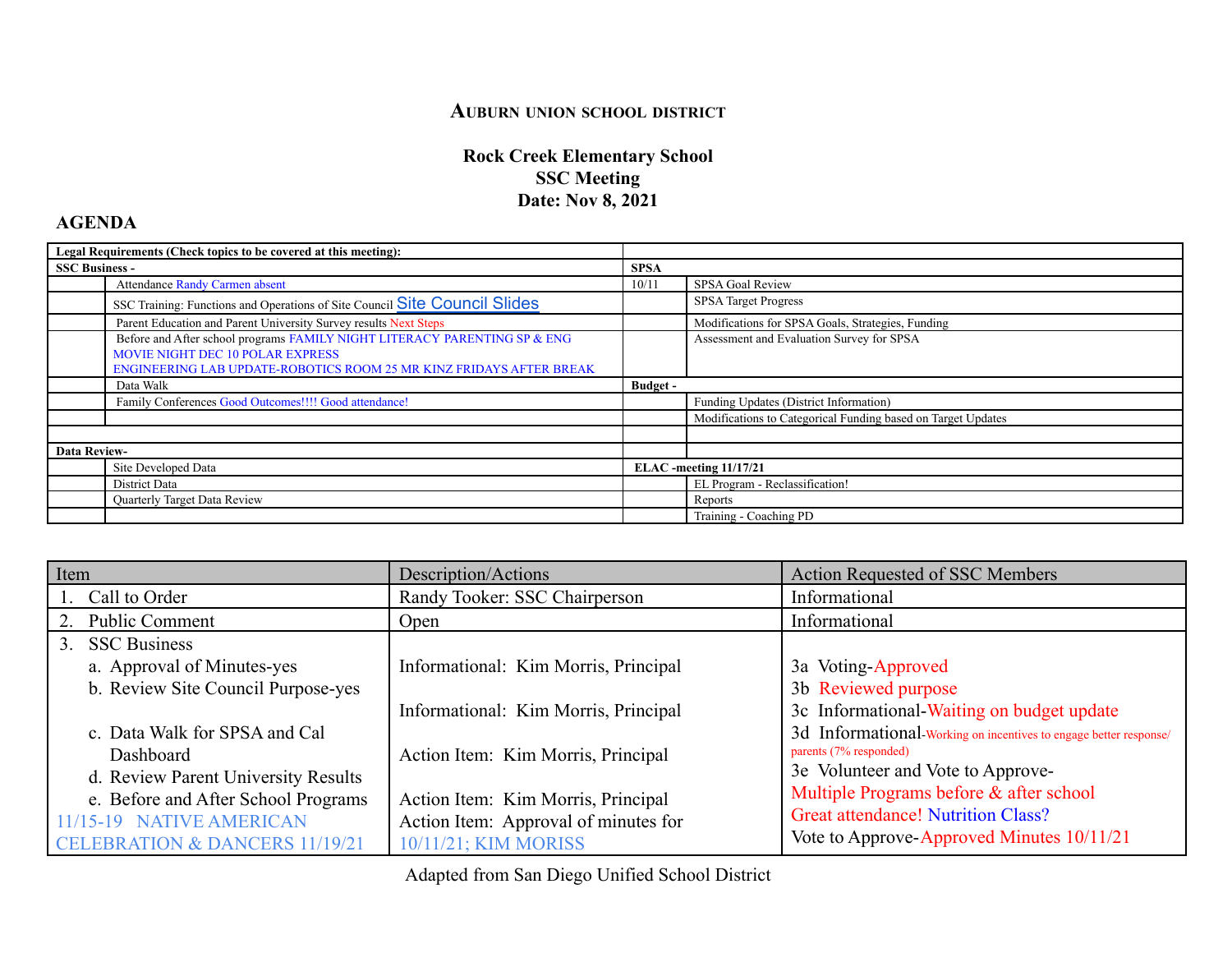**Auburn Union School District**

# Rock Creek Elementary School
## SSC Meeting
## Date: Nov 8, 2021

### AGENDA

| Legal Requirements (Check topics to be covered at this meeting): | | | |
|---|---|---|---|
| **SSC Business -** | | **SPSA** | |
| | Attendance Randy Carmen absent | 10/11 | SPSA Goal Review |
| | SSC Training: Functions and Operations of Site Council Site Council Slides | | SPSA Target Progress |
| | Parent Education and Parent University Survey results Next Steps | | Modifications for SPSA Goals, Strategies, Funding |
| | Before and After school programs FAMILY NIGHT LITERACY PARENTING SP & ENG MOVIE NIGHT DEC 10 POLAR EXPRESS ENGINEERING LAB UPDATE-ROBOTICS ROOM 25 MR KINZ FRIDAYS AFTER BREAK | | Assessment and Evaluation Survey for SPSA |
| | Data Walk | **Budget -** | |
| | Family Conferences Good Outcomes!!!! Good attendance! | | Funding Updates (District Information) |
| | | | Modifications to Categorical Funding based on Target Updates |
| | | | |
| **Data Review-** | | | |
| | Site Developed Data | **ELAC -meeting 11/17/21** | |
| | District Data | | EL Program - Reclassification! |
| | Quarterly Target Data Review | | Reports |
| | | | Training - Coaching PD |

| Item | Description/Actions | Action Requested of SSC Members |
|---|---|---|
| 1. Call to Order | Randy Tooker: SSC Chairperson | Informational |
| 2. Public Comment | Open | Informational |
| 3. SSC Business<br>a. Approval of Minutes-yes<br>b. Review Site Council Purpose-yes<br>c. Data Walk for SPSA and Cal Dashboard<br>d. Review Parent University Results<br>e. Before and After School Programs<br>11/15-19 NATIVE AMERICAN CELEBRATION & DANCERS 11/19/21 | Informational: Kim Morris, Principal<br>Informational: Kim Morris, Principal<br>Action Item: Kim Morris, Principal<br>Action Item: Kim Morris, Principal<br>Action Item: Approval of minutes for 10/11/21; KIM MORISS | 3a Voting-Approved<br>3b Reviewed purpose<br>3c Informational-Waiting on budget update<br>3d Informational-Working on incentives to engage better response/ parents (7% responded)<br>3e Volunteer and Vote to Approve-<br>Multiple Programs before & after school<br>Great attendance! Nutrition Class?<br>Vote to Approve-Approved Minutes 10/11/21 |

Adapted from San Diego Unified School District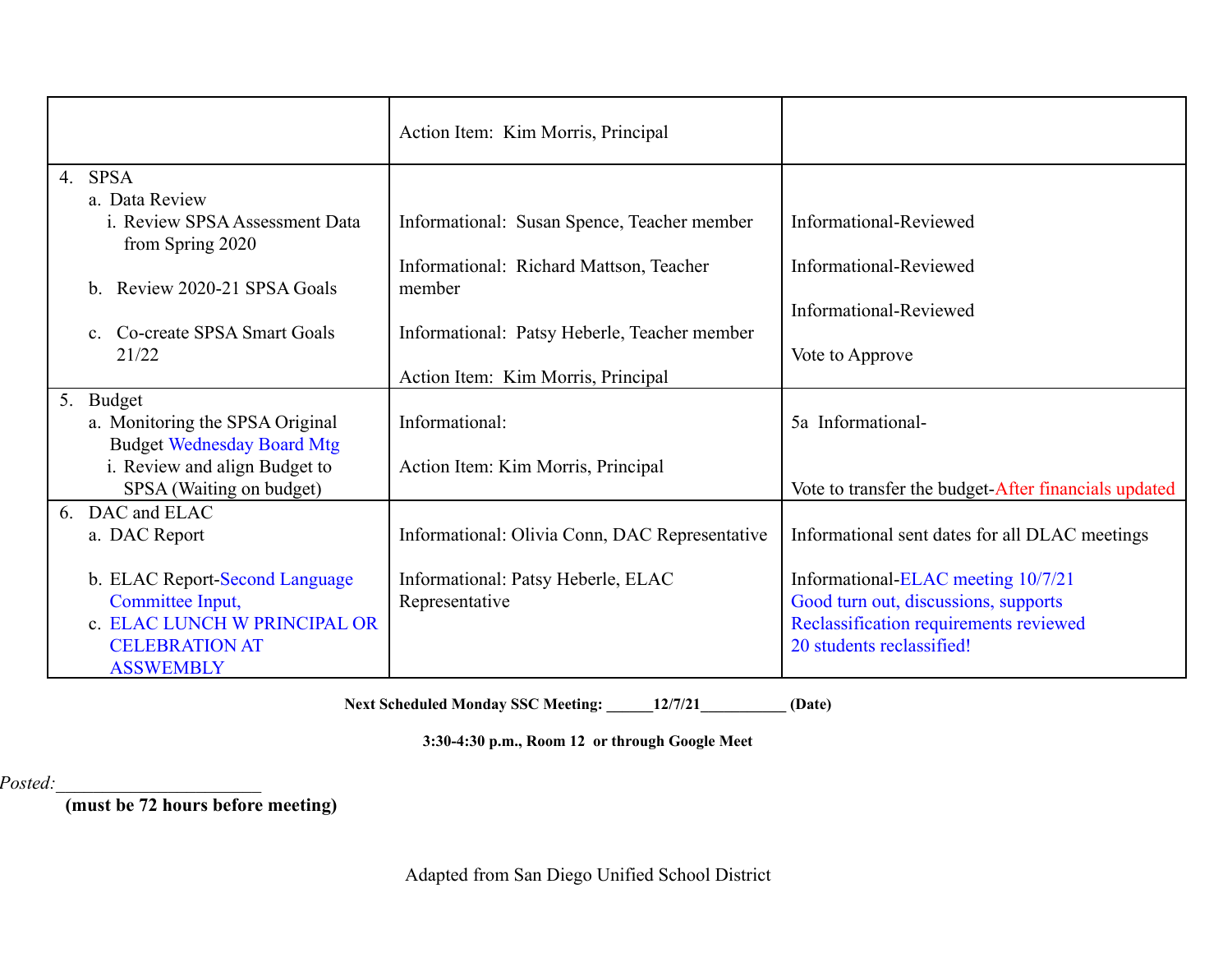| | | |
|---|---|---|
| | Action Item: Kim Morris, Principal | |
| 4. SPSA<br>a. Data Review<br>i. Review SPSA Assessment Data from Spring 2020<br>b. Review 2020-21 SPSA Goals<br>c. Co-create SPSA Smart Goals 21/22 | Informational: Susan Spence, Teacher member<br>Informational: Richard Mattson, Teacher member<br>Informational: Patsy Heberle, Teacher member<br>Action Item: Kim Morris, Principal | Informational-Reviewed<br>Informational-Reviewed<br>Informational-Reviewed<br>Vote to Approve |
| 5. Budget<br>a. Monitoring the SPSA Original Budget Wednesday Board Mtg<br>i. Review and align Budget to SPSA (Waiting on budget) | Informational:<br>Action Item: Kim Morris, Principal | 5a Informational-<br>Vote to transfer the budget-After financials updated |
| 6. DAC and ELAC<br>a. DAC Report<br>b. ELAC Report-Second Language Committee Input,<br>c. ELAC LUNCH W PRINCIPAL OR CELEBRATION AT ASSWEMBLY | Informational: Olivia Conn, DAC Representative<br>Informational: Patsy Heberle, ELAC Representative | Informational sent dates for all DLAC meetings<br>Informational-ELAC meeting 10/7/21 Good turn out, discussions, supports Reclassification requirements reviewed 20 students reclassified! |

**Next Scheduled Monday SSC Meeting: ______12/7/21___________ (Date)**

**3:30-4:30 p.m., Room 12 or through Google Meet**

*Posted:*______________________

**(must be 72 hours before meeting)**

Adapted from San Diego Unified School District